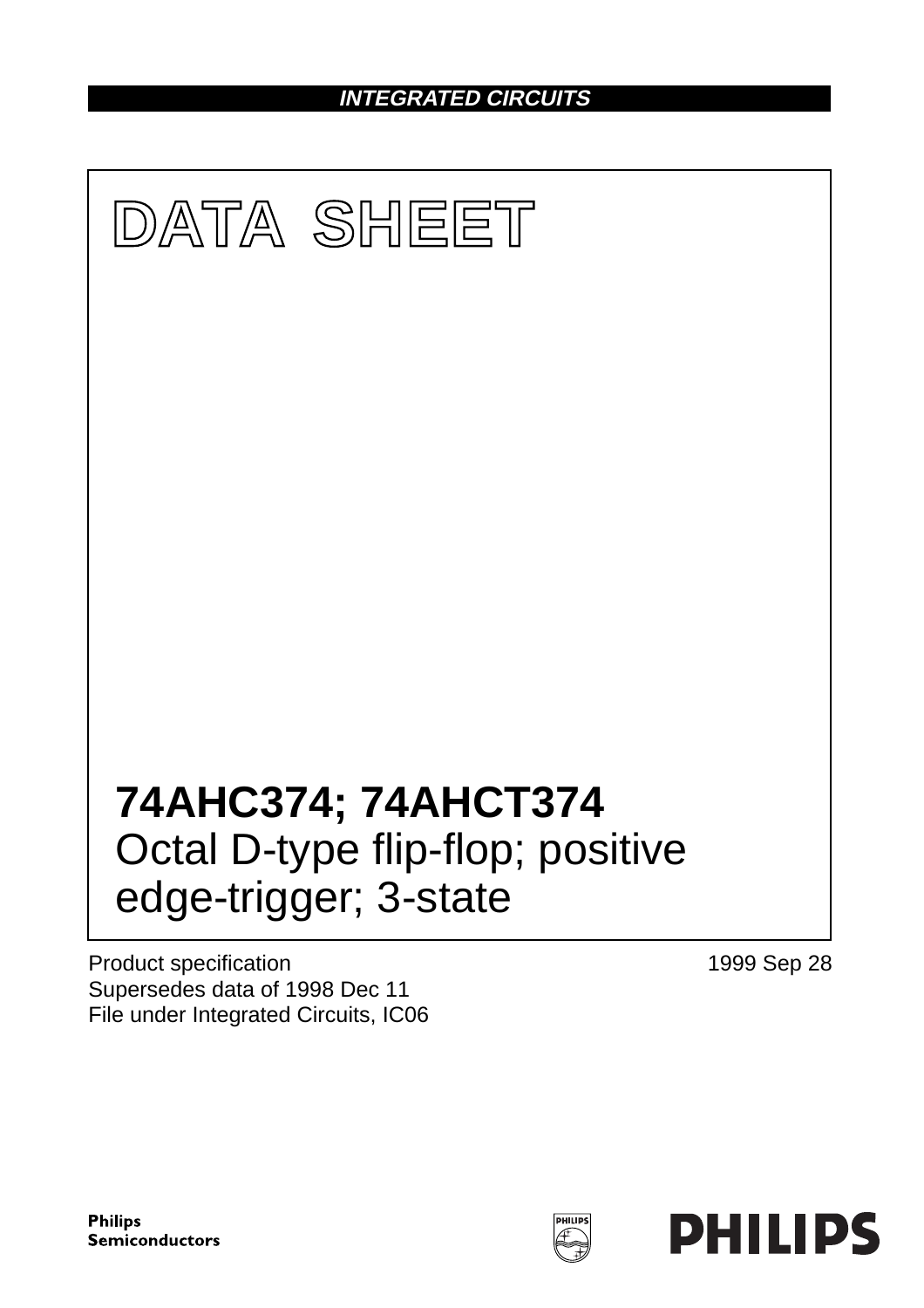**INTEGRATED CIRCUITS**

# DATA SHEET

# 74AHC374; 74AHCT374

## Octal D-type flip-flop; positive edge-trigger; 3-state

Product specification
Supersedes data of 1998 Dec 11
File under Integrated Circuits, IC06

1999 Sep 28

**Philips Semiconductors**

**PHILIPS**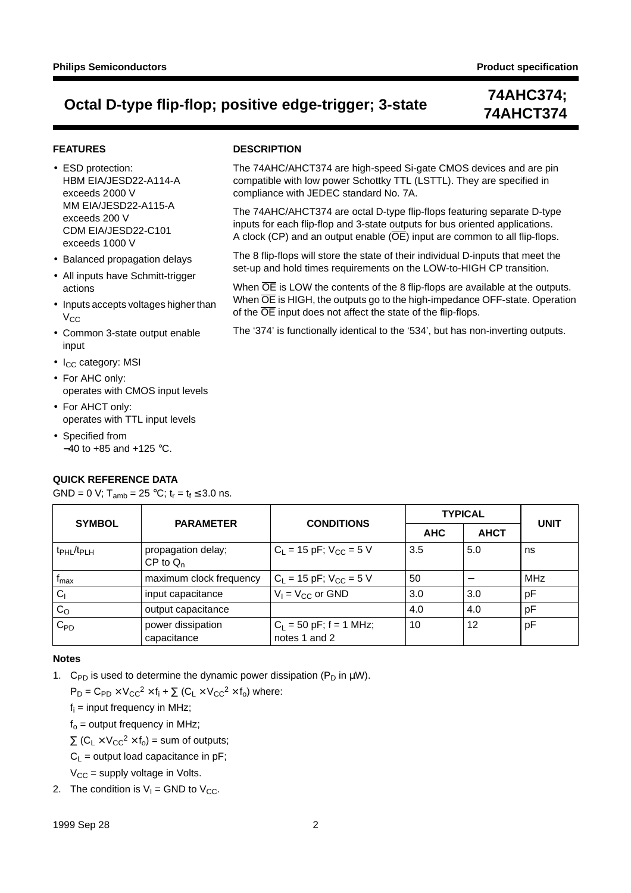# Octal D-type flip-flop; positive edge-trigger; 3-state

## 74AHC374; 74AHCT374

### FEATURES

- ESD protection:
  HBM EIA/JESD22-A114-A exceeds 2000 V
  MM EIA/JESD22-A115-A exceeds 200 V
  CDM EIA/JESD22-C101 exceeds 1000 V
- Balanced propagation delays
- All inputs have Schmitt-trigger actions
- Inputs accepts voltages higher than $V_{CC}$
- Common 3-state output enable input
- $I_{CC}$ category: MSI
- For AHC only:
  operates with CMOS input levels
- For AHCT only:
  operates with TTL input levels
- Specified from −40 to +85 and +125 °C.

### DESCRIPTION

The 74AHC/AHCT374 are high-speed Si-gate CMOS devices and are pin compatible with low power Schottky TTL (LSTTL). They are specified in compliance with JEDEC standard No. 7A.

The 74AHC/AHCT374 are octal D-type flip-flops featuring separate D-type inputs for each flip-flop and 3-state outputs for bus oriented applications. A clock (CP) and an output enable ($\overline{OE}$) input are common to all flip-flops.

The 8 flip-flops will store the state of their individual D-inputs that meet the set-up and hold times requirements on the LOW-to-HIGH CP transition.

When $\overline{OE}$ is LOW the contents of the 8 flip-flops are available at the outputs. When $\overline{OE}$ is HIGH, the outputs go to the high-impedance OFF-state. Operation of the $\overline{OE}$ input does not affect the state of the flip-flops.

The '374' is functionally identical to the '534', but has non-inverting outputs.

### QUICK REFERENCE DATA

GND = 0 V; $T_{amb}$ = 25 °C; $t_r = t_f \leq 3.0$ ns.

| SYMBOL | PARAMETER | CONDITIONS | TYPICAL | | UNIT |
|---|---|---|---|---|---|
| | | | AHC | AHCT | |
| $t_{PHL}/t_{PLH}$ | propagation delay; CP to $Q_n$ | $C_L$ = 15 pF; $V_{CC}$ = 5 V | 3.5 | 5.0 | ns |
| $f_{max}$ | maximum clock frequency | $C_L$ = 15 pF; $V_{CC}$ = 5 V | 50 | − | MHz |
| $C_I$ | input capacitance | $V_I = V_{CC}$ or GND | 3.0 | 3.0 | pF |
| $C_O$ | output capacitance | | 4.0 | 4.0 | pF |
| $C_{PD}$ | power dissipation capacitance | $C_L$ = 50 pF; f = 1 MHz; notes 1 and 2 | 10 | 12 | pF |

#### Notes

1. $C_{PD}$ is used to determine the dynamic power dissipation ($P_D$ in μW).

   $P_D = C_{PD} \times V_{CC}^2 \times f_i + \sum (C_L \times V_{CC}^2 \times f_o)$ where:

   $f_i$ = input frequency in MHz;

   $f_o$ = output frequency in MHz;

   $\sum (C_L \times V_{CC}^2 \times f_o)$ = sum of outputs;

   $C_L$ = output load capacitance in pF;

   $V_{CC}$ = supply voltage in Volts.
2. The condition is $V_I$ = GND to $V_{CC}$.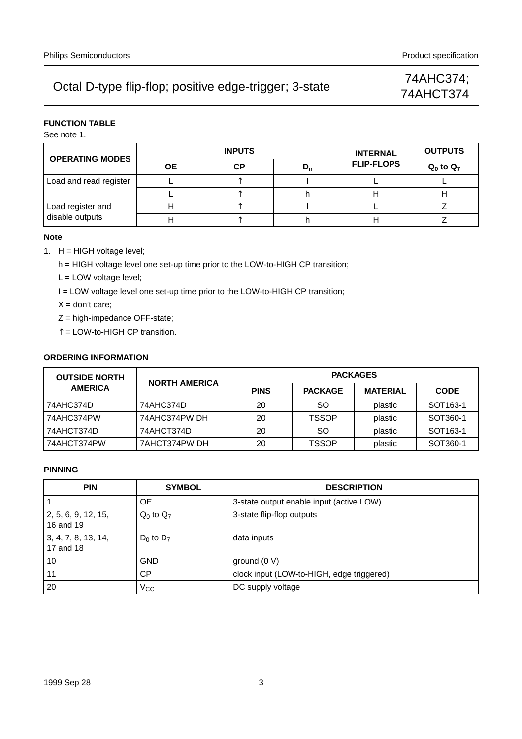## FUNCTION TABLE

See note 1.

| OPERATING MODES | INPUTS | | | INTERNAL FLIP-FLOPS | OUTPUTS |
|---|---|---|---|---|---|
| | $\overline{OE}$ | CP | $D_n$ | | $Q_0$ to $Q_7$ |
| Load and read register | L | ↑ | l | L | L |
| | L | ↑ | h | H | H |
| Load register and disable outputs | H | ↑ | l | L | Z |
| | H | ↑ | h | H | Z |

### Note

1. H = HIGH voltage level;

   h = HIGH voltage level one set-up time prior to the LOW-to-HIGH CP transition;

   L = LOW voltage level;

   l = LOW voltage level one set-up time prior to the LOW-to-HIGH CP transition;

   X = don't care;

   Z = high-impedance OFF-state;

   ↑ = LOW-to-HIGH CP transition.

## ORDERING INFORMATION

| OUTSIDE NORTH AMERICA | NORTH AMERICA | PACKAGES | | | |
|---|---|---|---|---|---|
| | | PINS | PACKAGE | MATERIAL | CODE |
| 74AHC374D | 74AHC374D | 20 | SO | plastic | SOT163-1 |
| 74AHC374PW | 74AHC374PW DH | 20 | TSSOP | plastic | SOT360-1 |
| 74AHCT374D | 74AHCT374D | 20 | SO | plastic | SOT163-1 |
| 74AHCT374PW | 7AHCT374PW DH | 20 | TSSOP | plastic | SOT360-1 |

## PINNING

| PIN | SYMBOL | DESCRIPTION |
|---|---|---|
| 1 | $\overline{OE}$ | 3-state output enable input (active LOW) |
| 2, 5, 6, 9, 12, 15, 16 and 19 | $Q_0$ to $Q_7$ | 3-state flip-flop outputs |
| 3, 4, 7, 8, 13, 14, 17 and 18 | $D_0$ to $D_7$ | data inputs |
| 10 | GND | ground (0 V) |
| 11 | CP | clock input (LOW-to-HIGH, edge triggered) |
| 20 | $V_{CC}$ | DC supply voltage |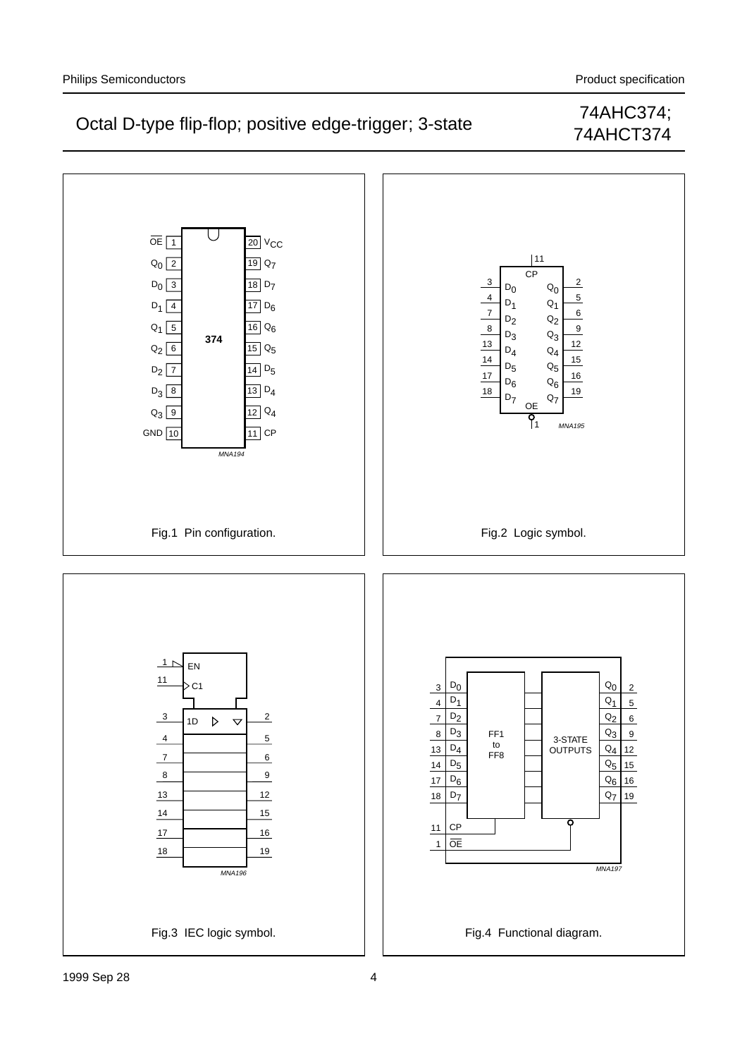Fig.1 Pin configuration.

Fig.2 Logic symbol.

Fig.3 IEC logic symbol.

Fig.4 Functional diagram.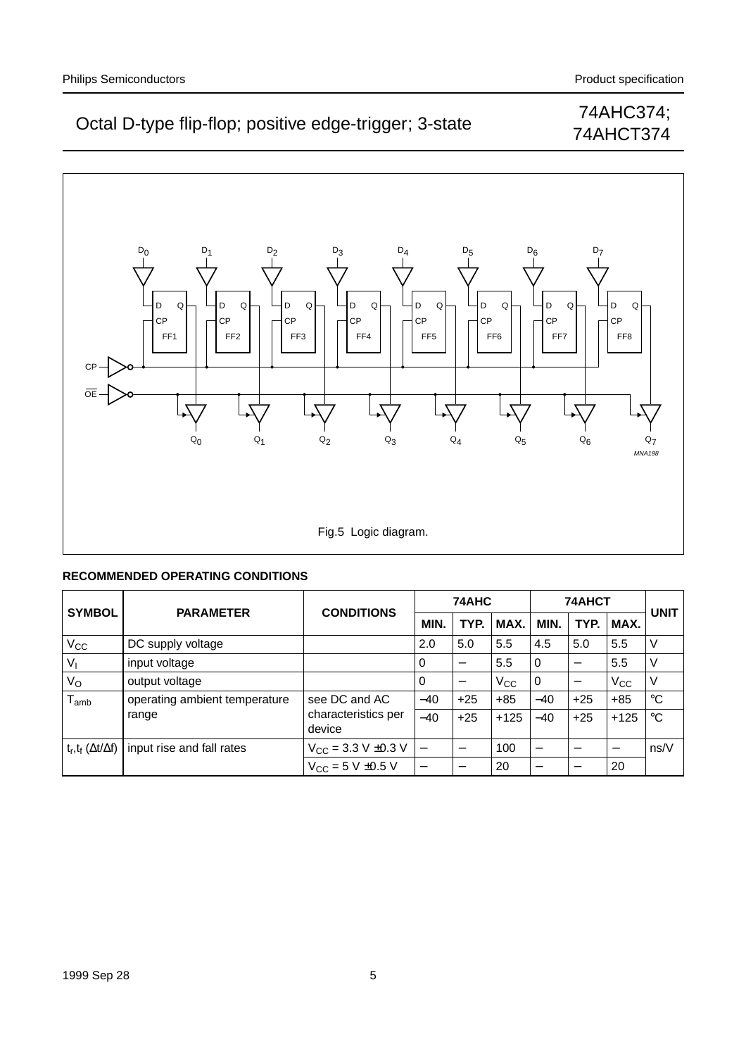Fig.5 Logic diagram.

## RECOMMENDED OPERATING CONDITIONS

| SYMBOL | PARAMETER | CONDITIONS | 74AHC | | | 74AHCT | | | UNIT |
|---|---|---|---|---|---|---|---|---|---|
| | | | MIN. | TYP. | MAX. | MIN. | TYP. | MAX. | |
| $V_{CC}$ | DC supply voltage | | 2.0 | 5.0 | 5.5 | 4.5 | 5.0 | 5.5 | V |
| $V_I$ | input voltage | | 0 | − | 5.5 | 0 | − | 5.5 | V |
| $V_O$ | output voltage | | 0 | − | $V_{CC}$ | 0 | − | $V_{CC}$ | V |
| $T_{amb}$ | operating ambient temperature range | see DC and AC characteristics per device | −40 | +25 | +85 | −40 | +25 | +85 | °C |
| | | | −40 | +25 | +125 | −40 | +25 | +125 | °C |
| $t_r, t_f$ ($\Delta t/\Delta f$) | input rise and fall rates | $V_{CC}$ = 3.3 V ±0.3 V | − | − | 100 | − | − | − | ns/V |
| | | $V_{CC}$ = 5 V ±0.5 V | − | − | 20 | − | − | 20 | |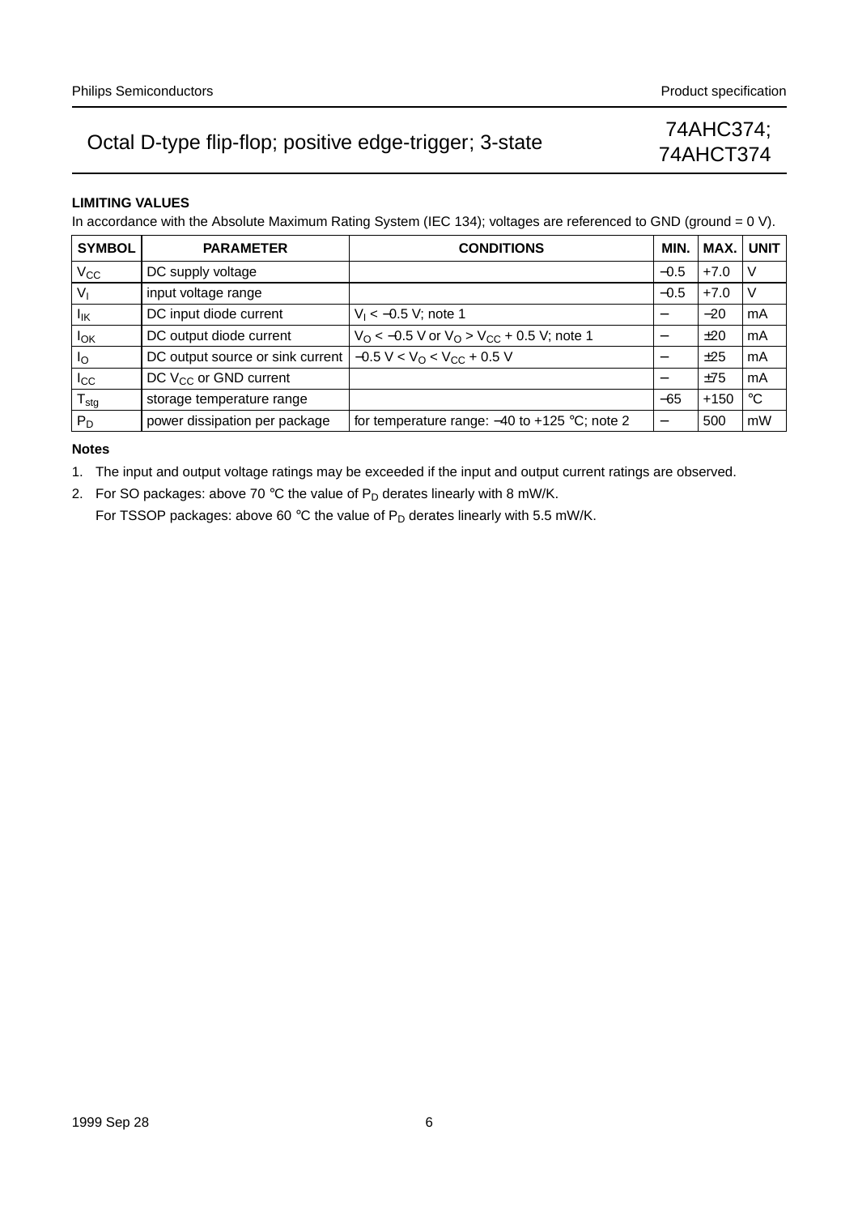## LIMITING VALUES

In accordance with the Absolute Maximum Rating System (IEC 134); voltages are referenced to GND (ground = 0 V).

| SYMBOL | PARAMETER | CONDITIONS | MIN. | MAX. | UNIT |
|---|---|---|---|---|---|
| $V_{CC}$ | DC supply voltage | | −0.5 | +7.0 | V |
| $V_I$ | input voltage range | | −0.5 | +7.0 | V |
| $I_{IK}$ | DC input diode current | $V_I < -0.5$ V; note 1 | − | −20 | mA |
| $I_{OK}$ | DC output diode current | $V_O < -0.5$ V or $V_O > V_{CC} + 0.5$ V; note 1 | − | ±20 | mA |
| $I_O$ | DC output source or sink current | $-0.5\ V < V_O < V_{CC} + 0.5$ V | − | ±25 | mA |
| $I_{CC}$ | DC $V_{CC}$ or GND current | | − | ±75 | mA |
| $T_{stg}$ | storage temperature range | | −65 | +150 | °C |
| $P_D$ | power dissipation per package | for temperature range: −40 to +125 °C; note 2 | − | 500 | mW |

### Notes

1. The input and output voltage ratings may be exceeded if the input and output current ratings are observed.
2. For SO packages: above 70 °C the value of $P_D$ derates linearly with 8 mW/K.

   For TSSOP packages: above 60 °C the value of $P_D$ derates linearly with 5.5 mW/K.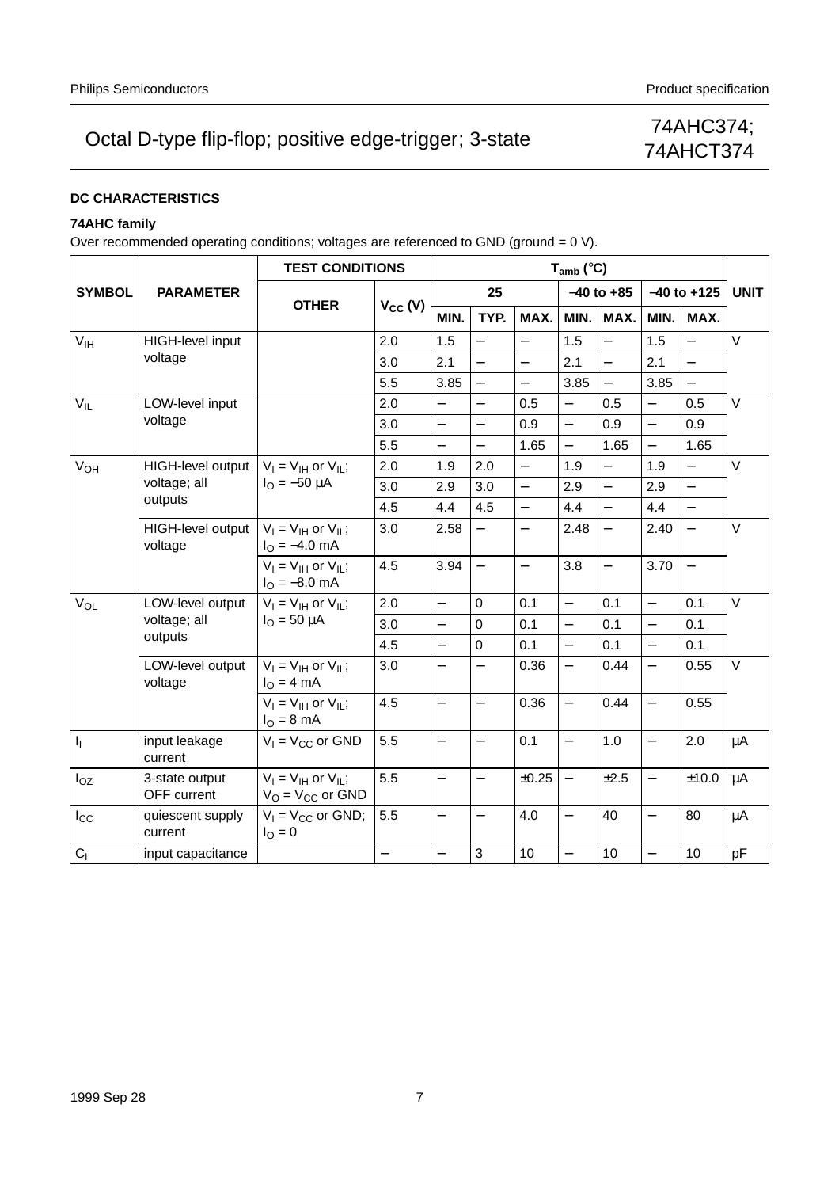## DC CHARACTERISTICS

### 74AHC family

Over recommended operating conditions; voltages are referenced to GND (ground = 0 V).

| SYMBOL | PARAMETER | TEST CONDITIONS | | $T_{amb}$ (°C) | | | | | | | UNIT |
|---|---|---|---|---|---|---|---|---|---|---|---|
| | | OTHER | $V_{CC}$ (V) | 25 | | | −40 to +85 | | −40 to +125 | | |
| | | | | MIN. | TYP. | MAX. | MIN. | MAX. | MIN. | MAX. | |
| $V_{IH}$ | HIGH-level input voltage | | 2.0 | 1.5 | − | − | 1.5 | − | 1.5 | − | V |
| | | | 3.0 | 2.1 | − | − | 2.1 | − | 2.1 | − | |
| | | | 5.5 | 3.85 | − | − | 3.85 | − | 3.85 | − | |
| $V_{IL}$ | LOW-level input voltage | | 2.0 | − | − | 0.5 | − | 0.5 | − | 0.5 | V |
| | | | 3.0 | − | − | 0.9 | − | 0.9 | − | 0.9 | |
| | | | 5.5 | − | − | 1.65 | − | 1.65 | − | 1.65 | |
| $V_{OH}$ | HIGH-level output voltage; all outputs | $V_I = V_{IH}$ or $V_{IL}$; $I_O = -50$ μA | 2.0 | 1.9 | 2.0 | − | 1.9 | − | 1.9 | − | V |
| | | | 3.0 | 2.9 | 3.0 | − | 2.9 | − | 2.9 | − | |
| | | | 4.5 | 4.4 | 4.5 | − | 4.4 | − | 4.4 | − | |
| | HIGH-level output voltage | $V_I = V_{IH}$ or $V_{IL}$; $I_O = -4.0$ mA | 3.0 | 2.58 | − | − | 2.48 | − | 2.40 | − | V |
| | | $V_I = V_{IH}$ or $V_{IL}$; $I_O = -8.0$ mA | 4.5 | 3.94 | − | − | 3.8 | − | 3.70 | − | |
| $V_{OL}$ | LOW-level output voltage; all outputs | $V_I = V_{IH}$ or $V_{IL}$; $I_O = 50$ μA | 2.0 | − | 0 | 0.1 | − | 0.1 | − | 0.1 | V |
| | | | 3.0 | − | 0 | 0.1 | − | 0.1 | − | 0.1 | |
| | | | 4.5 | − | 0 | 0.1 | − | 0.1 | − | 0.1 | |
| | LOW-level output voltage | $V_I = V_{IH}$ or $V_{IL}$; $I_O = 4$ mA | 3.0 | − | − | 0.36 | − | 0.44 | − | 0.55 | V |
| | | $V_I = V_{IH}$ or $V_{IL}$; $I_O = 8$ mA | 4.5 | − | − | 0.36 | − | 0.44 | − | 0.55 | |
| $I_I$ | input leakage current | $V_I = V_{CC}$ or GND | 5.5 | − | − | 0.1 | − | 1.0 | − | 2.0 | μA |
| $I_{OZ}$ | 3-state output OFF current | $V_I = V_{IH}$ or $V_{IL}$; $V_O = V_{CC}$ or GND | 5.5 | − | − | ±0.25 | − | ±2.5 | − | ±10.0 | μA |
| $I_{CC}$ | quiescent supply current | $V_I = V_{CC}$ or GND; $I_O = 0$ | 5.5 | − | − | 4.0 | − | 40 | − | 80 | μA |
| $C_I$ | input capacitance | | − | − | 3 | 10 | − | 10 | − | 10 | pF |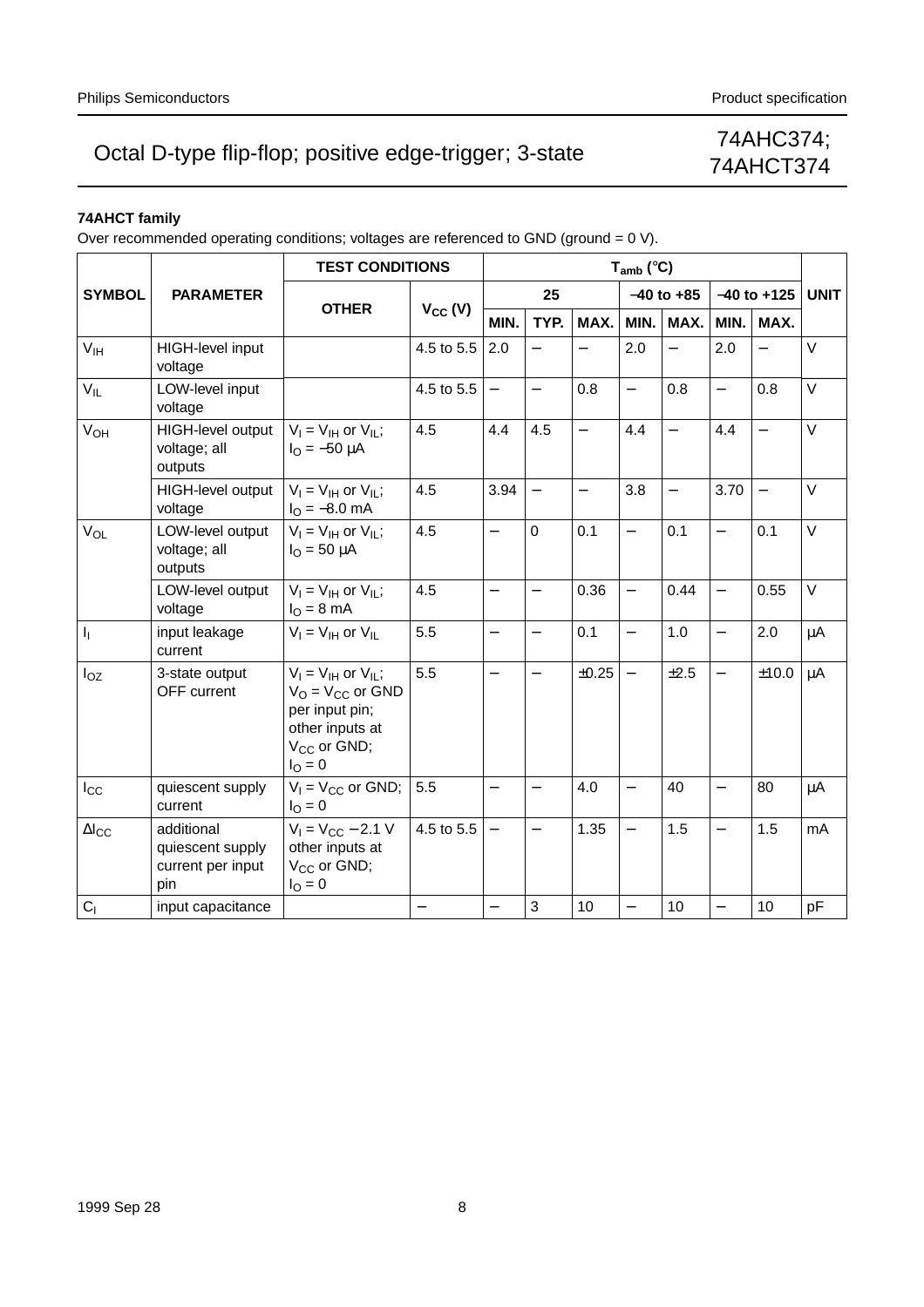#### 74AHCT family

Over recommended operating conditions; voltages are referenced to GND (ground = 0 V).

| SYMBOL | PARAMETER | TEST CONDITIONS | | $T_{amb}$ (°C) | | | | | | | UNIT |
|---|---|---|---|---|---|---|---|---|---|---|---|
| | | OTHER | $V_{CC}$ (V) | 25 | | | −40 to +85 | | −40 to +125 | | |
| | | | | MIN. | TYP. | MAX. | MIN. | MAX. | MIN. | MAX. | |
| $V_{IH}$ | HIGH-level input voltage | | 4.5 to 5.5 | 2.0 | − | − | 2.0 | − | 2.0 | − | V |
| $V_{IL}$ | LOW-level input voltage | | 4.5 to 5.5 | − | − | 0.8 | − | 0.8 | − | 0.8 | V |
| $V_{OH}$ | HIGH-level output voltage; all outputs | $V_I = V_{IH}$ or $V_{IL}$; $I_O = -50$ μA | 4.5 | 4.4 | 4.5 | − | 4.4 | − | 4.4 | − | V |
| | HIGH-level output voltage | $V_I = V_{IH}$ or $V_{IL}$; $I_O = -8.0$ mA | 4.5 | 3.94 | − | − | 3.8 | − | 3.70 | − | V |
| $V_{OL}$ | LOW-level output voltage; all outputs | $V_I = V_{IH}$ or $V_{IL}$; $I_O = 50$ μA | 4.5 | − | 0 | 0.1 | − | 0.1 | − | 0.1 | V |
| | LOW-level output voltage | $V_I = V_{IH}$ or $V_{IL}$; $I_O = 8$ mA | 4.5 | − | − | 0.36 | − | 0.44 | − | 0.55 | V |
| $I_I$ | input leakage current | $V_I = V_{IH}$ or $V_{IL}$ | 5.5 | − | − | 0.1 | − | 1.0 | − | 2.0 | μA |
| $I_{OZ}$ | 3-state output OFF current | $V_I = V_{IH}$ or $V_{IL}$; $V_O = V_{CC}$ or GND per input pin; other inputs at $V_{CC}$ or GND; $I_O = 0$ | 5.5 | − | − | ±0.25 | − | ±2.5 | − | ±10.0 | μA |
| $I_{CC}$ | quiescent supply current | $V_I = V_{CC}$ or GND; $I_O = 0$ | 5.5 | − | − | 4.0 | − | 40 | − | 80 | μA |
| $\Delta I_{CC}$ | additional quiescent supply current per input pin | $V_I = V_{CC} - 2.1$ V other inputs at $V_{CC}$ or GND; $I_O = 0$ | 4.5 to 5.5 | − | − | 1.35 | − | 1.5 | − | 1.5 | mA |
| $C_I$ | input capacitance | | − | − | 3 | 10 | − | 10 | − | 10 | pF |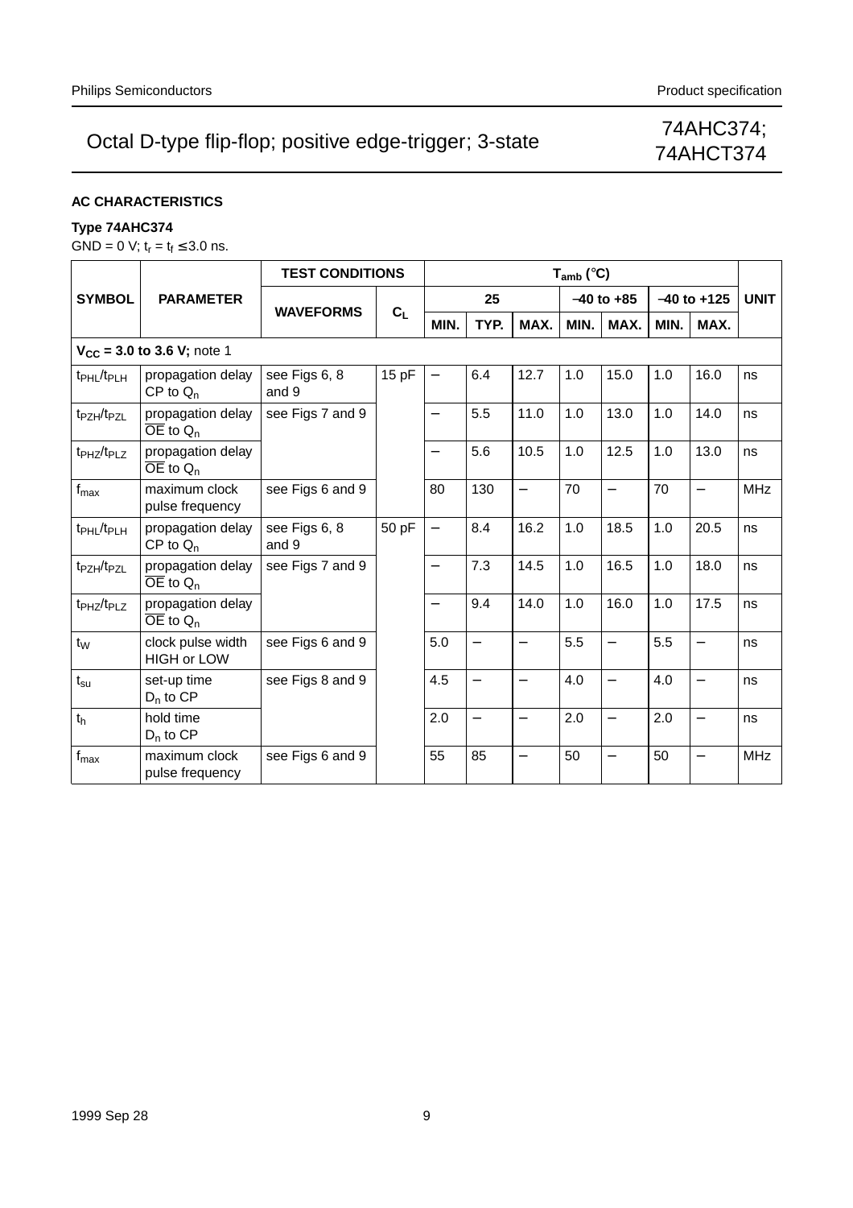## AC CHARACTERISTICS

### Type 74AHC374

GND = 0 V; $t_r = t_f \leq 3.0$ ns.

| SYMBOL | PARAMETER | TEST CONDITIONS | | $T_{amb}$ (°C) | | | | | | | UNIT |
|---|---|---|---|---|---|---|---|---|---|---|---|
| | | WAVEFORMS | $C_L$ | 25 | | | −40 to +85 | | −40 to +125 | | |
| | | | | MIN. | TYP. | MAX. | MIN. | MAX. | MIN. | MAX. | |
| **$V_{CC}$ = 3.0 to 3.6 V;** note 1 | | | | | | | | | | | |
| $t_{PHL}/t_{PLH}$ | propagation delay CP to $Q_n$ | see Figs 6, 8 and 9 | 15 pF | − | 6.4 | 12.7 | 1.0 | 15.0 | 1.0 | 16.0 | ns |
| $t_{PZH}/t_{PZL}$ | propagation delay $\overline{OE}$ to $Q_n$ | see Figs 7 and 9 | | − | 5.5 | 11.0 | 1.0 | 13.0 | 1.0 | 14.0 | ns |
| $t_{PHZ}/t_{PLZ}$ | propagation delay $\overline{OE}$ to $Q_n$ | | | − | 5.6 | 10.5 | 1.0 | 12.5 | 1.0 | 13.0 | ns |
| $f_{max}$ | maximum clock pulse frequency | see Figs 6 and 9 | | 80 | 130 | − | 70 | − | 70 | − | MHz |
| $t_{PHL}/t_{PLH}$ | propagation delay CP to $Q_n$ | see Figs 6, 8 and 9 | 50 pF | − | 8.4 | 16.2 | 1.0 | 18.5 | 1.0 | 20.5 | ns |
| $t_{PZH}/t_{PZL}$ | propagation delay $\overline{OE}$ to $Q_n$ | see Figs 7 and 9 | | − | 7.3 | 14.5 | 1.0 | 16.5 | 1.0 | 18.0 | ns |
| $t_{PHZ}/t_{PLZ}$ | propagation delay $\overline{OE}$ to $Q_n$ | | | − | 9.4 | 14.0 | 1.0 | 16.0 | 1.0 | 17.5 | ns |
| $t_W$ | clock pulse width HIGH or LOW | see Figs 6 and 9 | | 5.0 | − | − | 5.5 | − | 5.5 | − | ns |
| $t_{su}$ | set-up time $D_n$ to CP | see Figs 8 and 9 | | 4.5 | − | − | 4.0 | − | 4.0 | − | ns |
| $t_h$ | hold time $D_n$ to CP | | | 2.0 | − | − | 2.0 | − | 2.0 | − | ns |
| $f_{max}$ | maximum clock pulse frequency | see Figs 6 and 9 | | 55 | 85 | − | 50 | − | 50 | − | MHz |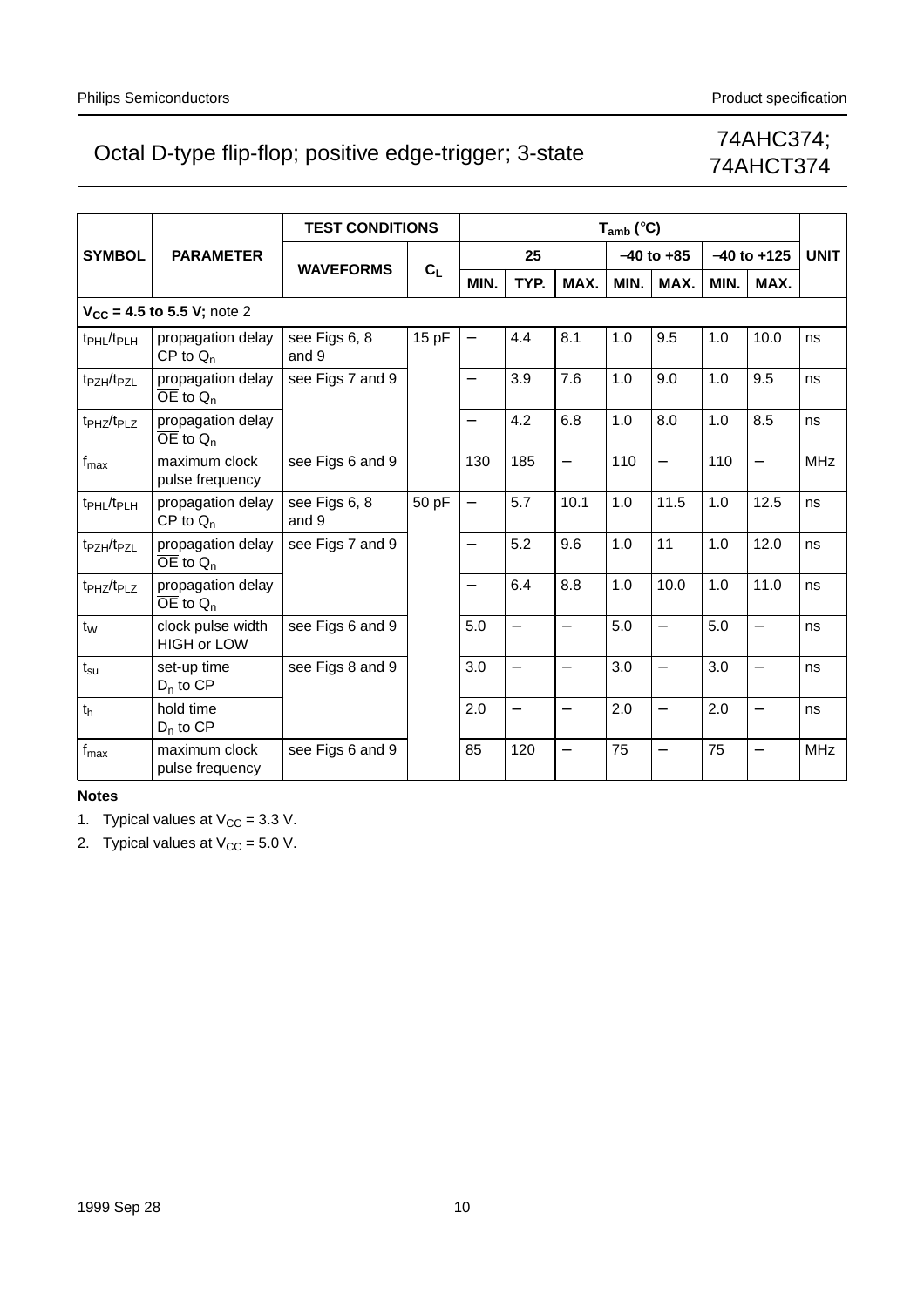| SYMBOL | PARAMETER | TEST CONDITIONS | | $T_{amb}$ (°C) | | | | | | | UNIT |
|---|---|---|---|---|---|---|---|---|---|---|---|
| | | WAVEFORMS | $C_L$ | 25 | | | −40 to +85 | | −40 to +125 | | |
| | | | | MIN. | TYP. | MAX. | MIN. | MAX. | MIN. | MAX. | |
| **$V_{CC}$ = 4.5 to 5.5 V;** note 2 | | | | | | | | | | | |
| $t_{PHL}/t_{PLH}$ | propagation delay CP to $Q_n$ | see Figs 6, 8 and 9 | 15 pF | – | 4.4 | 8.1 | 1.0 | 9.5 | 1.0 | 10.0 | ns |
| $t_{PZH}/t_{PZL}$ | propagation delay $\overline{OE}$ to $Q_n$ | see Figs 7 and 9 | | – | 3.9 | 7.6 | 1.0 | 9.0 | 1.0 | 9.5 | ns |
| $t_{PHZ}/t_{PLZ}$ | propagation delay $\overline{OE}$ to $Q_n$ | | | – | 4.2 | 6.8 | 1.0 | 8.0 | 1.0 | 8.5 | ns |
| $f_{max}$ | maximum clock pulse frequency | see Figs 6 and 9 | | 130 | 185 | – | 110 | – | 110 | – | MHz |
| $t_{PHL}/t_{PLH}$ | propagation delay CP to $Q_n$ | see Figs 6, 8 and 9 | 50 pF | – | 5.7 | 10.1 | 1.0 | 11.5 | 1.0 | 12.5 | ns |
| $t_{PZH}/t_{PZL}$ | propagation delay $\overline{OE}$ to $Q_n$ | see Figs 7 and 9 | | – | 5.2 | 9.6 | 1.0 | 11 | 1.0 | 12.0 | ns |
| $t_{PHZ}/t_{PLZ}$ | propagation delay $\overline{OE}$ to $Q_n$ | | | – | 6.4 | 8.8 | 1.0 | 10.0 | 1.0 | 11.0 | ns |
| $t_W$ | clock pulse width HIGH or LOW | see Figs 6 and 9 | | 5.0 | – | – | 5.0 | – | 5.0 | – | ns |
| $t_{su}$ | set-up time $D_n$ to CP | see Figs 8 and 9 | | 3.0 | – | – | 3.0 | – | 3.0 | – | ns |
| $t_h$ | hold time $D_n$ to CP | | | 2.0 | – | – | 2.0 | – | 2.0 | – | ns |
| $f_{max}$ | maximum clock pulse frequency | see Figs 6 and 9 | | 85 | 120 | – | 75 | – | 75 | – | MHz |

**Notes**

1. Typical values at $V_{CC}$ = 3.3 V.
2. Typical values at $V_{CC}$ = 5.0 V.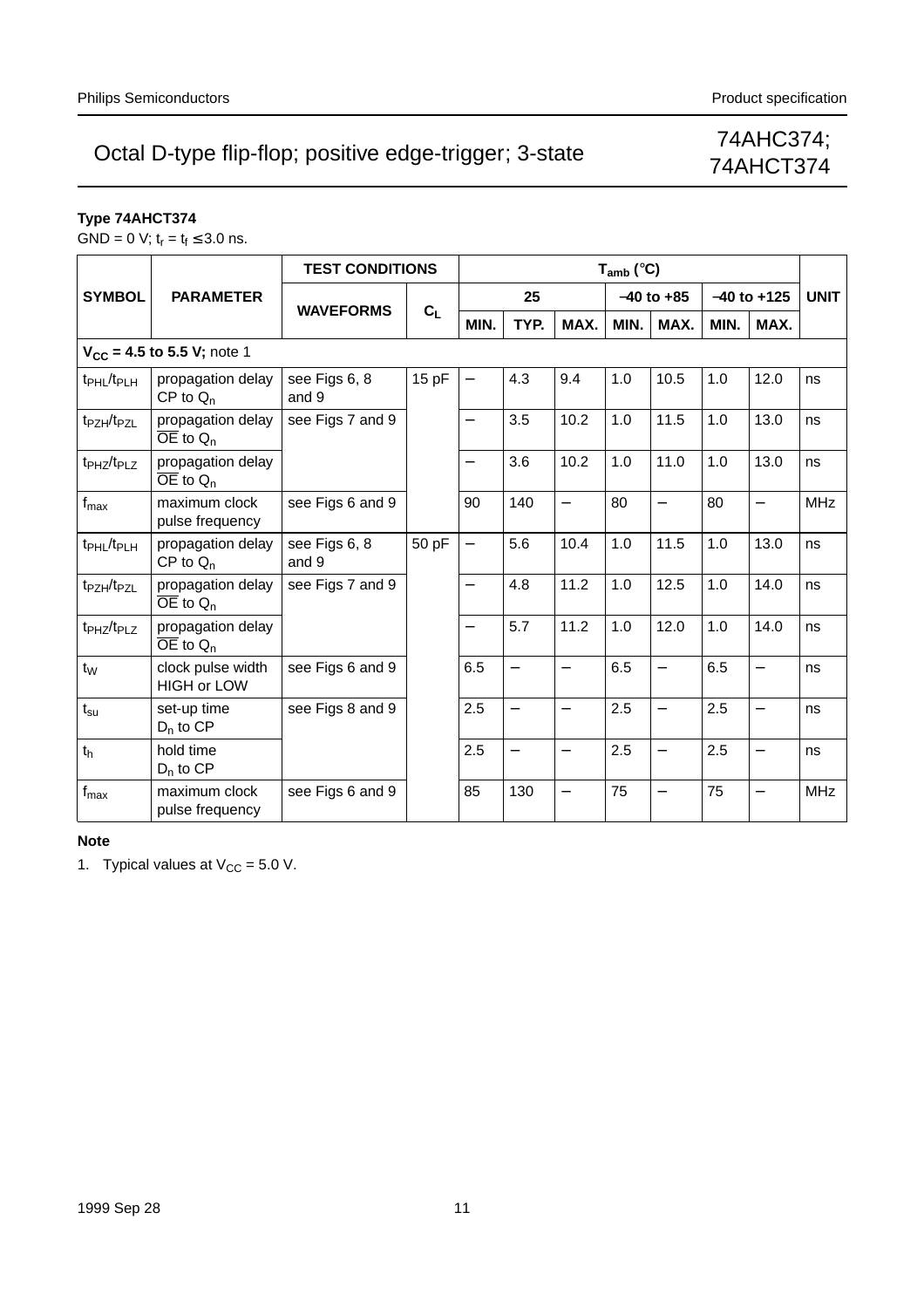### Type 74AHCT374

GND = 0 V; $t_r = t_f \leq 3.0$ ns.

| SYMBOL | PARAMETER | TEST CONDITIONS | | $T_{amb}$ (°C) | | | | | | | UNIT |
|---|---|---|---|---|---|---|---|---|---|---|---|
| | | WAVEFORMS | $C_L$ | 25 | | | −40 to +85 | | −40 to +125 | | |
| | | | | MIN. | TYP. | MAX. | MIN. | MAX. | MIN. | MAX. | |
| **$V_{CC}$ = 4.5 to 5.5 V;** note 1 | | | | | | | | | | | |
| $t_{PHL}/t_{PLH}$ | propagation delay CP to $Q_n$ | see Figs 6, 8 and 9 | 15 pF | − | 4.3 | 9.4 | 1.0 | 10.5 | 1.0 | 12.0 | ns |
| $t_{PZH}/t_{PZL}$ | propagation delay $\overline{OE}$ to $Q_n$ | see Figs 7 and 9 | | − | 3.5 | 10.2 | 1.0 | 11.5 | 1.0 | 13.0 | ns |
| $t_{PHZ}/t_{PLZ}$ | propagation delay $\overline{OE}$ to $Q_n$ | | | − | 3.6 | 10.2 | 1.0 | 11.0 | 1.0 | 13.0 | ns |
| $f_{max}$ | maximum clock pulse frequency | see Figs 6 and 9 | | 90 | 140 | − | 80 | − | 80 | − | MHz |
| $t_{PHL}/t_{PLH}$ | propagation delay CP to $Q_n$ | see Figs 6, 8 and 9 | 50 pF | − | 5.6 | 10.4 | 1.0 | 11.5 | 1.0 | 13.0 | ns |
| $t_{PZH}/t_{PZL}$ | propagation delay $\overline{OE}$ to $Q_n$ | see Figs 7 and 9 | | − | 4.8 | 11.2 | 1.0 | 12.5 | 1.0 | 14.0 | ns |
| $t_{PHZ}/t_{PLZ}$ | propagation delay $\overline{OE}$ to $Q_n$ | | | − | 5.7 | 11.2 | 1.0 | 12.0 | 1.0 | 14.0 | ns |
| $t_W$ | clock pulse width HIGH or LOW | see Figs 6 and 9 | | 6.5 | − | − | 6.5 | − | 6.5 | − | ns |
| $t_{su}$ | set-up time $D_n$ to CP | see Figs 8 and 9 | | 2.5 | − | − | 2.5 | − | 2.5 | − | ns |
| $t_h$ | hold time $D_n$ to CP | | | 2.5 | − | − | 2.5 | − | 2.5 | − | ns |
| $f_{max}$ | maximum clock pulse frequency | see Figs 6 and 9 | | 85 | 130 | − | 75 | − | 75 | − | MHz |

**Note**

1. Typical values at $V_{CC}$ = 5.0 V.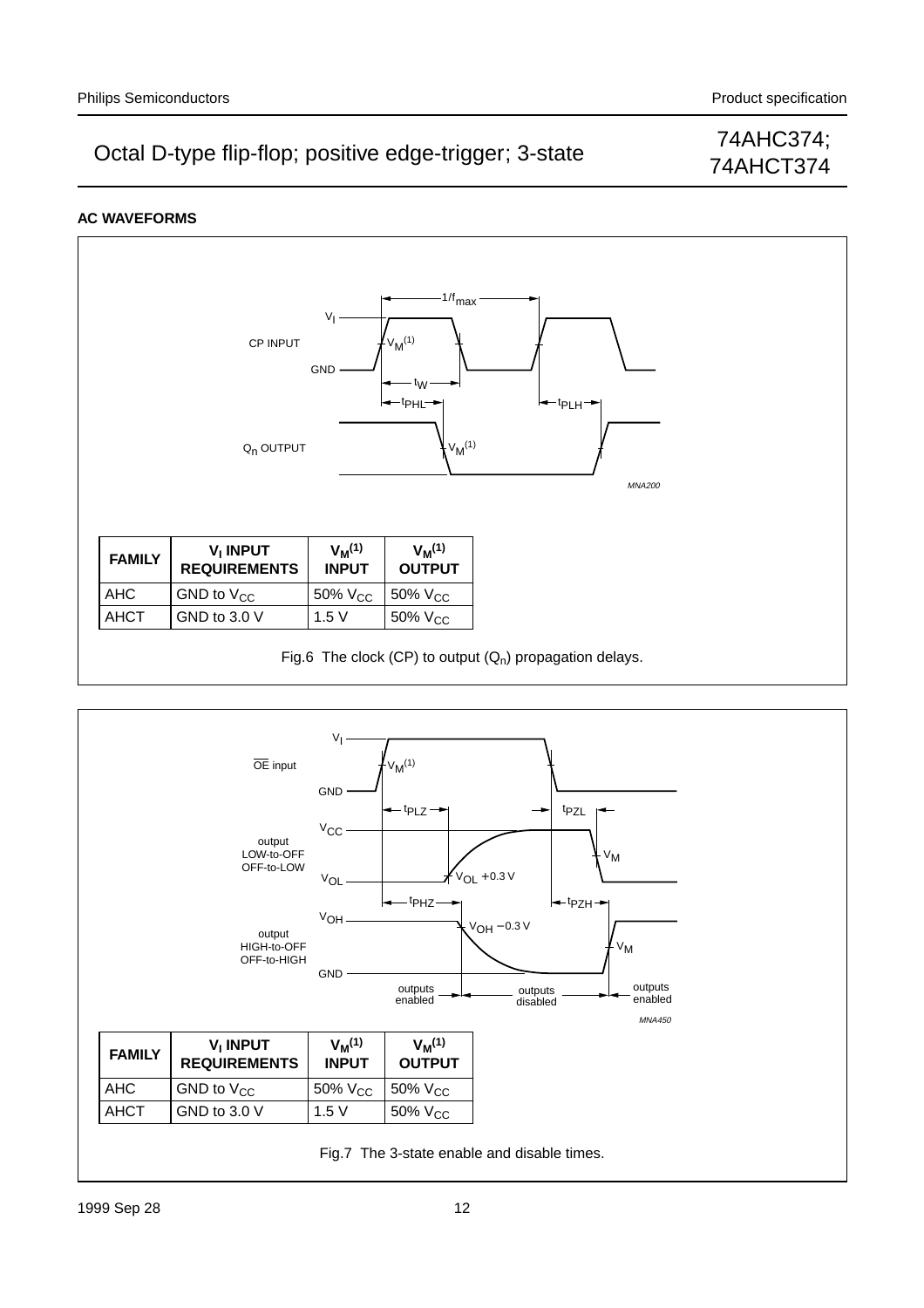## AC WAVEFORMS

| FAMILY | $V_I$ INPUT REQUIREMENTS | $V_M$[(1)] INPUT | $V_M$[(1)] OUTPUT |
|---|---|---|---|
| AHC | GND to $V_{CC}$ | 50% $V_{CC}$ | 50% $V_{CC}$ |
| AHCT | GND to 3.0 V | 1.5 V | 50% $V_{CC}$ |

Fig.6 The clock (CP) to output ($Q_n$) propagation delays.

| FAMILY | $V_I$ INPUT REQUIREMENTS | $V_M$[(1)] INPUT | $V_M$[(1)] OUTPUT |
|---|---|---|---|
| AHC | GND to $V_{CC}$ | 50% $V_{CC}$ | 50% $V_{CC}$ |
| AHCT | GND to 3.0 V | 1.5 V | 50% $V_{CC}$ |

Fig.7 The 3-state enable and disable times.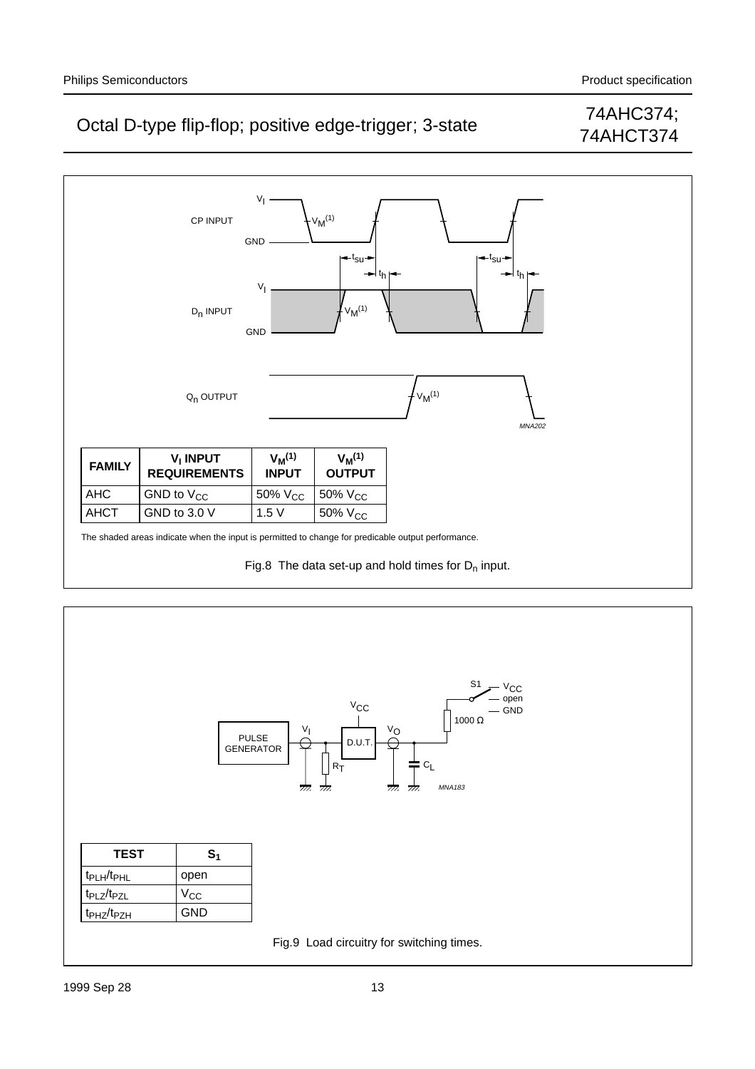| FAMILY | $V_I$ INPUT REQUIREMENTS | $V_M^{(1)}$ INPUT | $V_M^{(1)}$ OUTPUT |
|---|---|---|---|
| AHC | GND to $V_{CC}$ | 50% $V_{CC}$ | 50% $V_{CC}$ |
| AHCT | GND to 3.0 V | 1.5 V | 50% $V_{CC}$ |

The shaded areas indicate when the input is permitted to change for predicable output performance.

Fig.8 The data set-up and hold times for $D_n$ input.

| TEST | $S_1$ |
|---|---|
| $t_{PLH}/t_{PHL}$ | open |
| $t_{PLZ}/t_{PZL}$ | $V_{CC}$ |
| $t_{PHZ}/t_{PZH}$ | GND |

Fig.9 Load circuitry for switching times.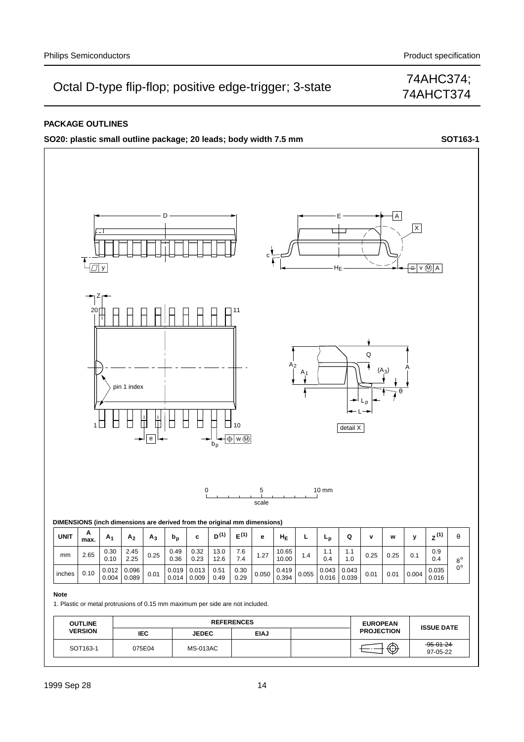## PACKAGE OUTLINES

**SO20: plastic small outline package; 20 leads; body width 7.5 mm** **SOT163-1**

**DIMENSIONS (inch dimensions are derived from the original mm dimensions)**

| UNIT | A max. | $A_1$ | $A_2$ | $A_3$ | $b_p$ | c | $D^{(1)}$ | $E^{(1)}$ | e | $H_E$ | L | $L_p$ | Q | v | w | y | $Z^{(1)}$ | θ |
|---|---|---|---|---|---|---|---|---|---|---|---|---|---|---|---|---|---|---|
| mm | 2.65 | 0.30<br>0.10 | 2.45<br>2.25 | 0.25 | 0.49<br>0.36 | 0.32<br>0.23 | 13.0<br>12.6 | 7.6<br>7.4 | 1.27 | 10.65<br>10.00 | 1.4 | 1.1<br>0.4 | 1.1<br>1.0 | 0.25 | 0.25 | 0.1 | 0.9<br>0.4 | 8°<br>0° |
| inches | 0.10 | 0.012<br>0.004 | 0.096<br>0.089 | 0.01 | 0.019<br>0.014 | 0.013<br>0.009 | 0.51<br>0.49 | 0.30<br>0.29 | 0.050 | 0.419<br>0.394 | 0.055 | 0.043<br>0.016 | 0.043<br>0.039 | 0.01 | 0.01 | 0.004 | 0.035<br>0.016 | |

**Note**

1. Plastic or metal protrusions of 0.15 mm maximum per side are not included.

| OUTLINE VERSION | REFERENCES | | | | EUROPEAN PROJECTION | ISSUE DATE |
|---|---|---|---|---|---|---|
| | IEC | JEDEC | EIAJ | | | |
| SOT163-1 | 075E04 | MS-013AC | | | | ~~95-01-24~~<br>97-05-22 |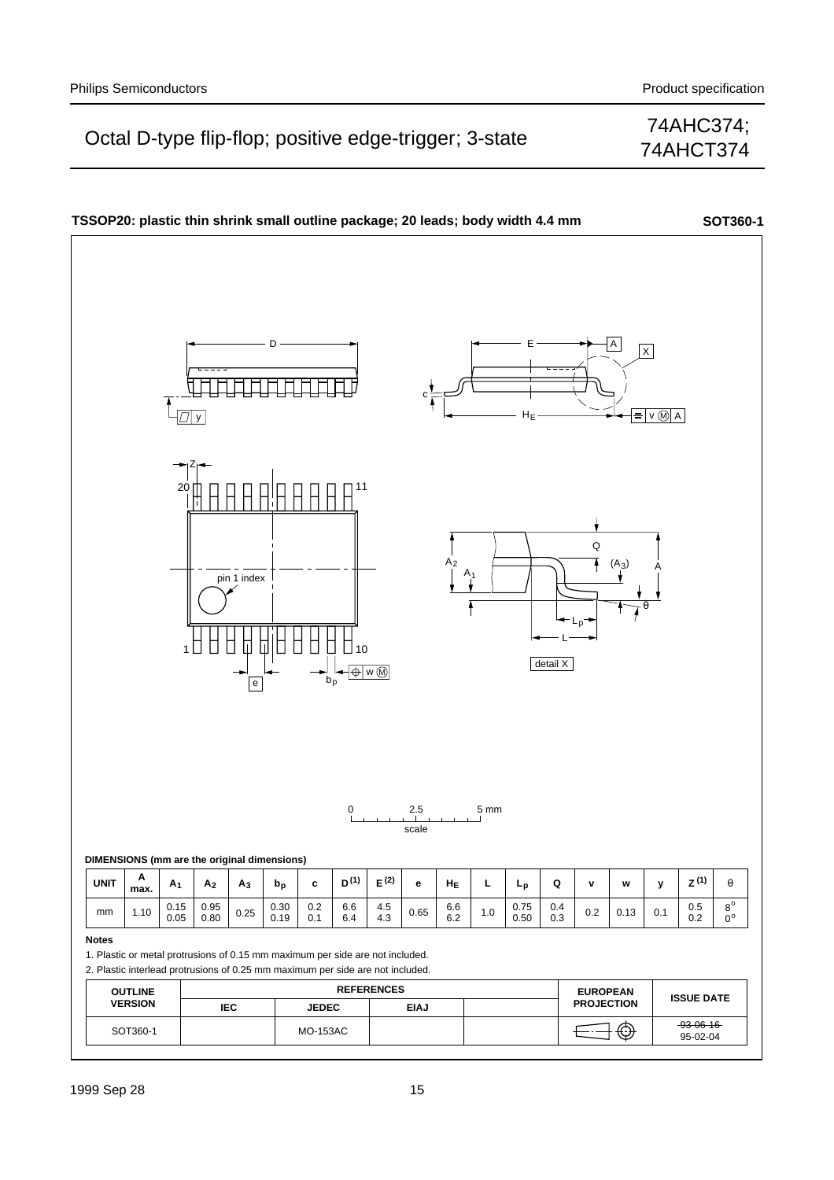## TSSOP20: plastic thin shrink small outline package; 20 leads; body width 4.4 mm — SOT360-1

DIMENSIONS (mm are the original dimensions)

| UNIT | A max. | $A_1$ | $A_2$ | $A_3$ | $b_p$ | c | $D^{(1)}$ | $E^{(2)}$ | e | $H_E$ | L | $L_p$ | Q | v | w | y | $Z^{(1)}$ | θ |
|---|---|---|---|---|---|---|---|---|---|---|---|---|---|---|---|---|---|---|
| mm | 1.10 | 0.15<br>0.05 | 0.95<br>0.80 | 0.25 | 0.30<br>0.19 | 0.2<br>0.1 | 6.6<br>6.4 | 4.5<br>4.3 | 0.65 | 6.6<br>6.2 | 1.0 | 0.75<br>0.50 | 0.4<br>0.3 | 0.2 | 0.13 | 0.1 | 0.5<br>0.2 | 8°<br>0° |

**Notes**

1. Plastic or metal protrusions of 0.15 mm maximum per side are not included.
2. Plastic interlead protrusions of 0.25 mm maximum per side are not included.

| OUTLINE VERSION | REFERENCES | | | | EUROPEAN PROJECTION | ISSUE DATE |
|---|---|---|---|---|---|---|
| | IEC | JEDEC | EIAJ | | | |
| SOT360-1 | | MO-153AC | | | | ~~93-06-16~~<br>95-02-04 |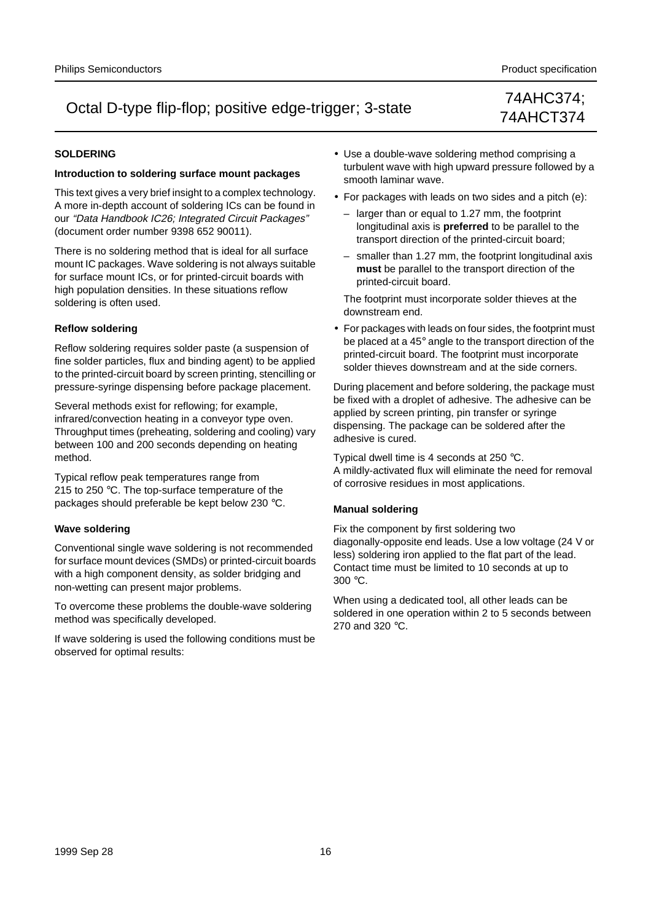## SOLDERING

### Introduction to soldering surface mount packages

This text gives a very brief insight to a complex technology. A more in-depth account of soldering ICs can be found in our *"Data Handbook IC26; Integrated Circuit Packages"* (document order number 9398 652 90011).

There is no soldering method that is ideal for all surface mount IC packages. Wave soldering is not always suitable for surface mount ICs, or for printed-circuit boards with high population densities. In these situations reflow soldering is often used.

### Reflow soldering

Reflow soldering requires solder paste (a suspension of fine solder particles, flux and binding agent) to be applied to the printed-circuit board by screen printing, stencilling or pressure-syringe dispensing before package placement.

Several methods exist for reflowing; for example, infrared/convection heating in a conveyor type oven. Throughput times (preheating, soldering and cooling) vary between 100 and 200 seconds depending on heating method.

Typical reflow peak temperatures range from 215 to 250 °C. The top-surface temperature of the packages should preferable be kept below 230 °C.

### Wave soldering

Conventional single wave soldering is not recommended for surface mount devices (SMDs) or printed-circuit boards with a high component density, as solder bridging and non-wetting can present major problems.

To overcome these problems the double-wave soldering method was specifically developed.

If wave soldering is used the following conditions must be observed for optimal results:

- Use a double-wave soldering method comprising a turbulent wave with high upward pressure followed by a smooth laminar wave.
- For packages with leads on two sides and a pitch (e):
  - larger than or equal to 1.27 mm, the footprint longitudinal axis is **preferred** to be parallel to the transport direction of the printed-circuit board;
  - smaller than 1.27 mm, the footprint longitudinal axis **must** be parallel to the transport direction of the printed-circuit board.

  The footprint must incorporate solder thieves at the downstream end.
- For packages with leads on four sides, the footprint must be placed at a 45° angle to the transport direction of the printed-circuit board. The footprint must incorporate solder thieves downstream and at the side corners.

During placement and before soldering, the package must be fixed with a droplet of adhesive. The adhesive can be applied by screen printing, pin transfer or syringe dispensing. The package can be soldered after the adhesive is cured.

Typical dwell time is 4 seconds at 250 °C.
A mildly-activated flux will eliminate the need for removal of corrosive residues in most applications.

### Manual soldering

Fix the component by first soldering two diagonally-opposite end leads. Use a low voltage (24 V or less) soldering iron applied to the flat part of the lead. Contact time must be limited to 10 seconds at up to 300 °C.

When using a dedicated tool, all other leads can be soldered in one operation within 2 to 5 seconds between 270 and 320 °C.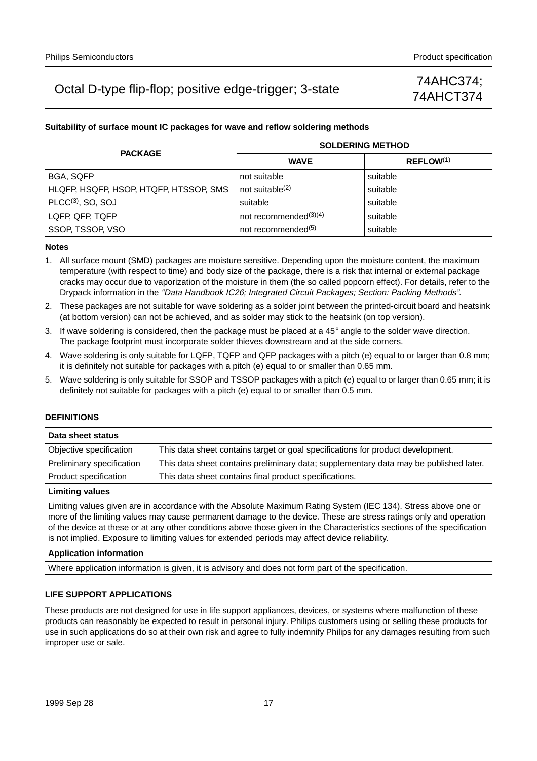**Suitability of surface mount IC packages for wave and reflow soldering methods**

| PACKAGE | SOLDERING METHOD | |
|---|---|---|
| | WAVE | REFLOW[1] |
| BGA, SQFP | not suitable | suitable |
| HLQFP, HSQFP, HSOP, HTQFP, HTSSOP, SMS | not suitable[2] | suitable |
| PLCC[3], SO, SOJ | suitable | suitable |
| LQFP, QFP, TQFP | not recommended[3][4] | suitable |
| SSOP, TSSOP, VSO | not recommended[5] | suitable |

**Notes**

1. All surface mount (SMD) packages are moisture sensitive. Depending upon the moisture content, the maximum temperature (with respect to time) and body size of the package, there is a risk that internal or external package cracks may occur due to vaporization of the moisture in them (the so called popcorn effect). For details, refer to the Drypack information in the *"Data Handbook IC26; Integrated Circuit Packages; Section: Packing Methods"*.
2. These packages are not suitable for wave soldering as a solder joint between the printed-circuit board and heatsink (at bottom version) can not be achieved, and as solder may stick to the heatsink (on top version).
3. If wave soldering is considered, then the package must be placed at a 45° angle to the solder wave direction. The package footprint must incorporate solder thieves downstream and at the side corners.
4. Wave soldering is only suitable for LQFP, TQFP and QFP packages with a pitch (e) equal to or larger than 0.8 mm; it is definitely not suitable for packages with a pitch (e) equal to or smaller than 0.65 mm.
5. Wave soldering is only suitable for SSOP and TSSOP packages with a pitch (e) equal to or larger than 0.65 mm; it is definitely not suitable for packages with a pitch (e) equal to or smaller than 0.5 mm.

#### DEFINITIONS

| **Data sheet status** | |
|---|---|
| Objective specification | This data sheet contains target or goal specifications for product development. |
| Preliminary specification | This data sheet contains preliminary data; supplementary data may be published later. |
| Product specification | This data sheet contains final product specifications. |
| **Limiting values** | |
| Limiting values given are in accordance with the Absolute Maximum Rating System (IEC 134). Stress above one or more of the limiting values may cause permanent damage to the device. These are stress ratings only and operation of the device at these or at any other conditions above those given in the Characteristics sections of the specification is not implied. Exposure to limiting values for extended periods may affect device reliability. | |
| **Application information** | |
| Where application information is given, it is advisory and does not form part of the specification. | |

#### LIFE SUPPORT APPLICATIONS

These products are not designed for use in life support appliances, devices, or systems where malfunction of these products can reasonably be expected to result in personal injury. Philips customers using or selling these products for use in such applications do so at their own risk and agree to fully indemnify Philips for any damages resulting from such improper use or sale.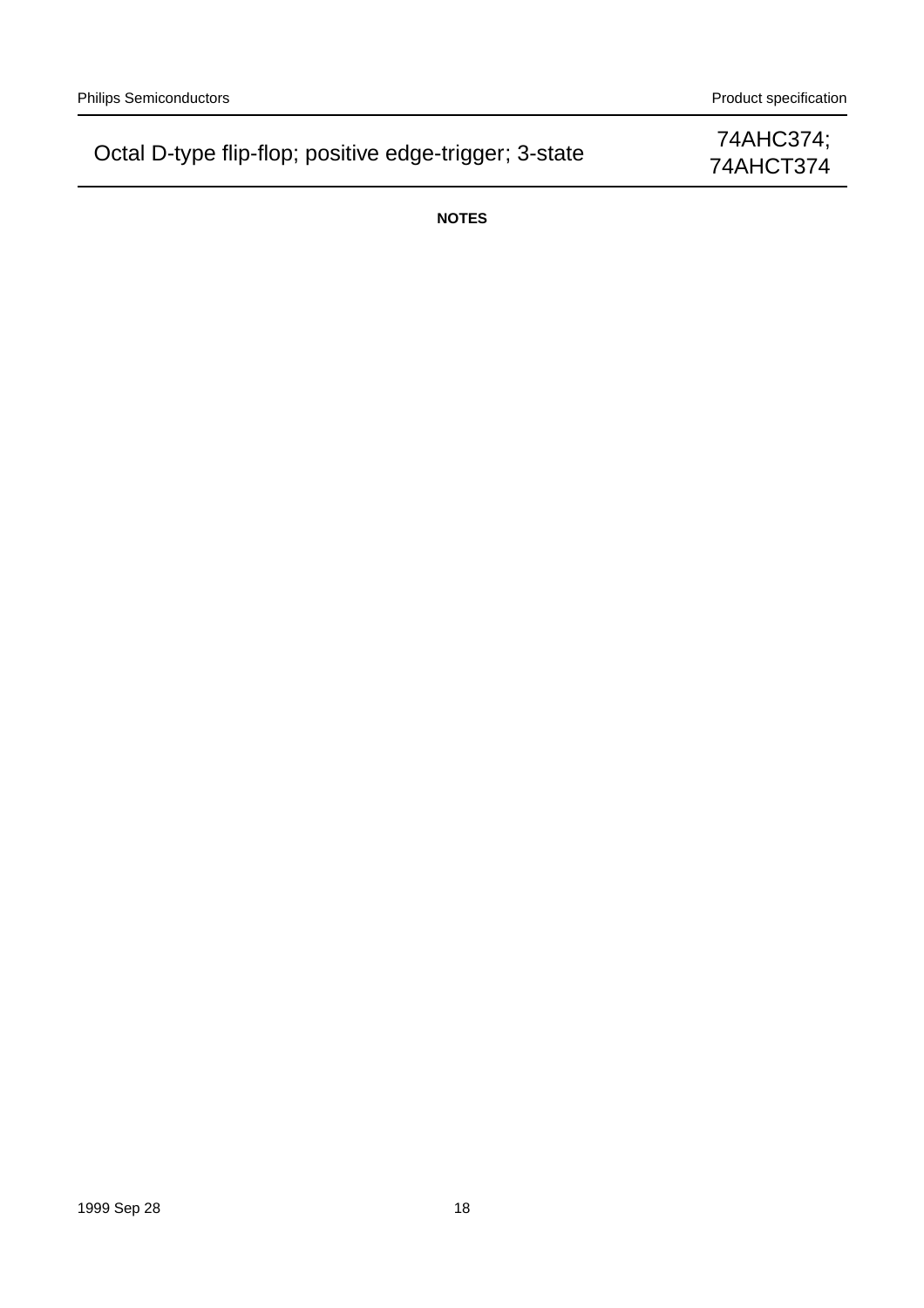**NOTES**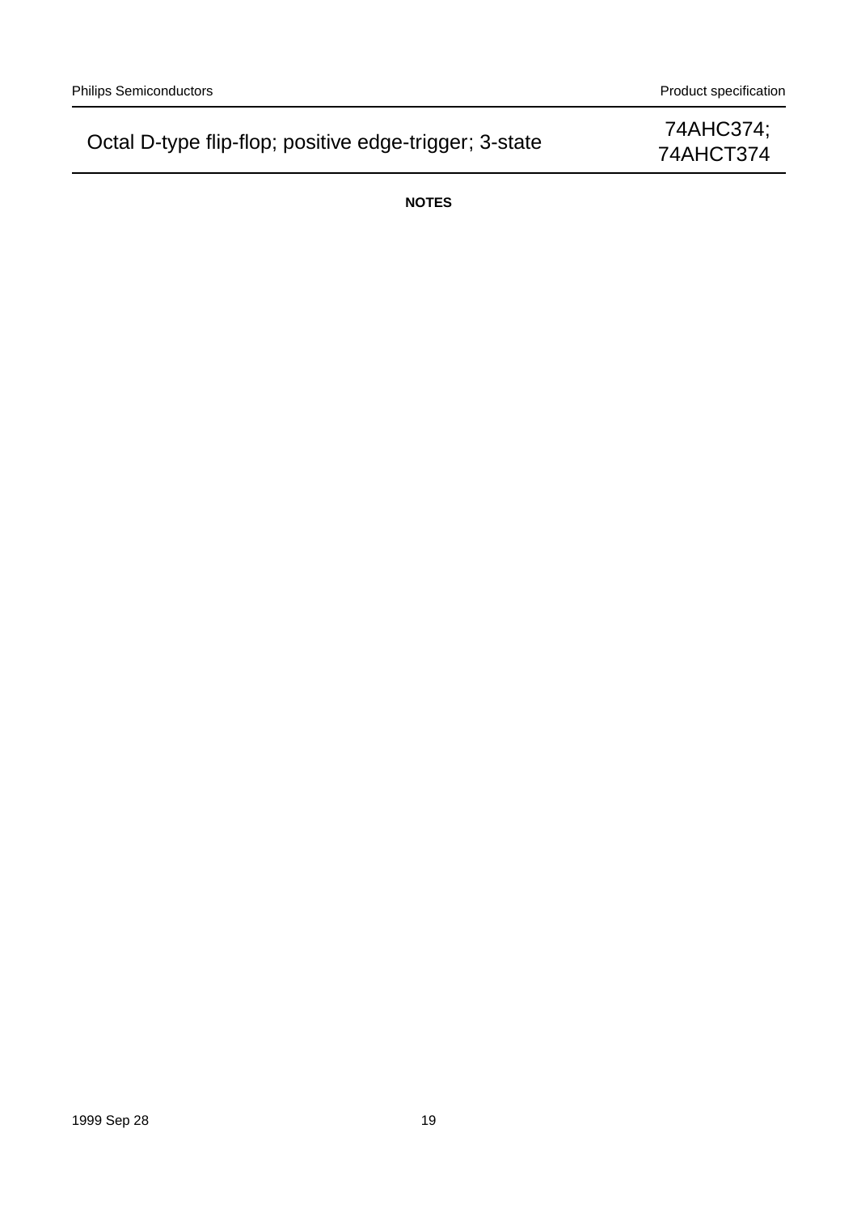## NOTES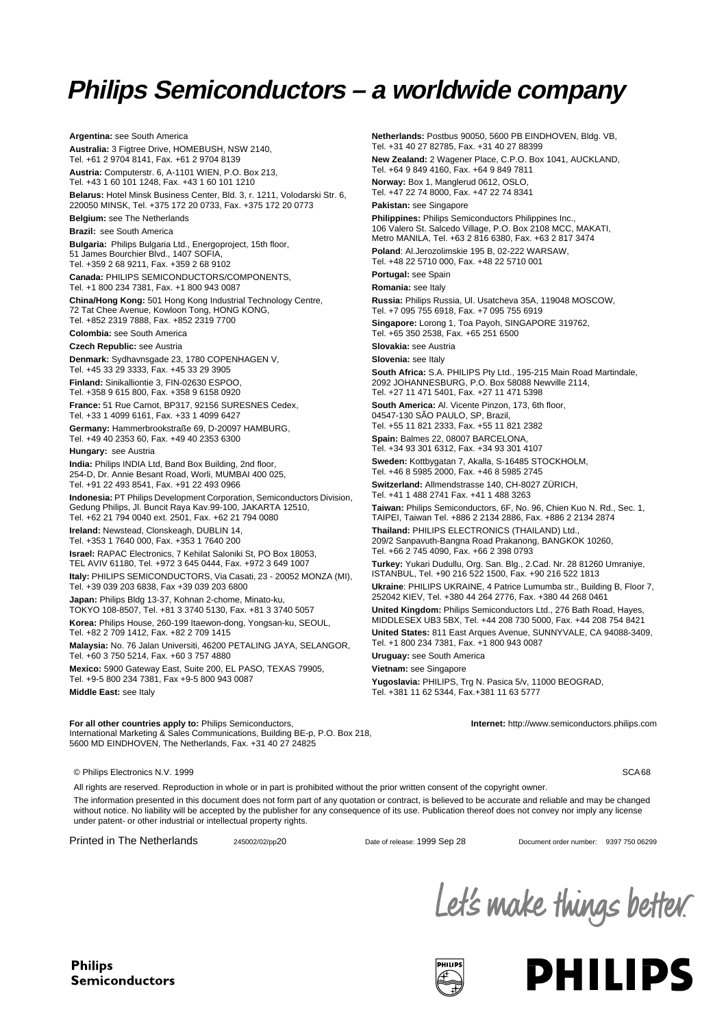# Philips Semiconductors – a worldwide company

**Argentina:** see South America

**Australia:** 3 Figtree Drive, HOMEBUSH, NSW 2140, Tel. +61 2 9704 8141, Fax. +61 2 9704 8139

**Austria:** Computerstr. 6, A-1101 WIEN, P.O. Box 213, Tel. +43 1 60 101 1248, Fax. +43 1 60 101 1210

**Belarus:** Hotel Minsk Business Center, Bld. 3, r. 1211, Volodarski Str. 6, 220050 MINSK, Tel. +375 172 20 0733, Fax. +375 172 20 0773

**Belgium:** see The Netherlands

**Brazil:** see South America

**Bulgaria:** Philips Bulgaria Ltd., Energoproject, 15th floor, 51 James Bourchier Blvd., 1407 SOFIA, Tel. +359 2 68 9211, Fax. +359 2 68 9102

**Canada:** PHILIPS SEMICONDUCTORS/COMPONENTS, Tel. +1 800 234 7381, Fax. +1 800 943 0087

**China/Hong Kong:** 501 Hong Kong Industrial Technology Centre, 72 Tat Chee Avenue, Kowloon Tong, HONG KONG, Tel. +852 2319 7888, Fax. +852 2319 7700

**Colombia:** see South America

**Czech Republic:** see Austria

**Denmark:** Sydhavnsgade 23, 1780 COPENHAGEN V, Tel. +45 33 29 3333, Fax. +45 33 29 3905

**Finland:** Sinikalliontie 3, FIN-02630 ESPOO, Tel. +358 9 615 800, Fax. +358 9 6158 0920

**France:** 51 Rue Carnot, BP317, 92156 SURESNES Cedex, Tel. +33 1 4099 6161, Fax. +33 1 4099 6427

**Germany:** Hammerbrookstraße 69, D-20097 HAMBURG, Tel. +49 40 2353 60, Fax. +49 40 2353 6300

**Hungary:** see Austria

**India:** Philips INDIA Ltd, Band Box Building, 2nd floor, 254-D, Dr. Annie Besant Road, Worli, MUMBAI 400 025, Tel. +91 22 493 8541, Fax. +91 22 493 0966

**Indonesia:** PT Philips Development Corporation, Semiconductors Division, Gedung Philips, Jl. Buncit Raya Kav.99-100, JAKARTA 12510, Tel. +62 21 794 0040 ext. 2501, Fax. +62 21 794 0080

**Ireland:** Newstead, Clonskeagh, DUBLIN 14, Tel. +353 1 7640 000, Fax. +353 1 7640 200

**Israel:** RAPAC Electronics, 7 Kehilat Saloniki St, PO Box 18053, TEL AVIV 61180, Tel. +972 3 645 0444, Fax. +972 3 649 1007

**Italy:** PHILIPS SEMICONDUCTORS, Via Casati, 23 - 20052 MONZA (MI), Tel. +39 039 203 6838, Fax +39 039 203 6800

**Japan:** Philips Bldg 13-37, Kohnan 2-chome, Minato-ku, TOKYO 108-8507, Tel. +81 3 3740 5130, Fax. +81 3 3740 5057

**Korea:** Philips House, 260-199 Itaewon-dong, Yongsan-ku, SEOUL, Tel. +82 2 709 1412, Fax. +82 2 709 1415

**Malaysia:** No. 76 Jalan Universiti, 46200 PETALING JAYA, SELANGOR, Tel. +60 3 750 5214, Fax. +60 3 757 4880

**Mexico:** 5900 Gateway East, Suite 200, EL PASO, TEXAS 79905, Tel. +9-5 800 234 7381, Fax +9-5 800 943 0087

**Middle East:** see Italy

**Netherlands:** Postbus 90050, 5600 PB EINDHOVEN, Bldg. VB, Tel. +31 40 27 82785, Fax. +31 40 27 88399

**New Zealand:** 2 Wagener Place, C.P.O. Box 1041, AUCKLAND, Tel. +64 9 849 4160, Fax. +64 9 849 7811

**Norway:** Box 1, Manglerud 0612, OSLO, Tel. +47 22 74 8000, Fax. +47 22 74 8341

**Pakistan:** see Singapore

**Philippines:** Philips Semiconductors Philippines Inc., 106 Valero St. Salcedo Village, P.O. Box 2108 MCC, MAKATI, Metro MANILA, Tel. +63 2 816 6380, Fax. +63 2 817 3474

**Poland**: Al.Jerozolimskie 195 B, 02-222 WARSAW, Tel. +48 22 5710 000, Fax. +48 22 5710 001

**Portugal:** see Spain

**Romania:** see Italy

**Russia:** Philips Russia, Ul. Usatcheva 35A, 119048 MOSCOW, Tel. +7 095 755 6918, Fax. +7 095 755 6919

**Singapore:** Lorong 1, Toa Payoh, SINGAPORE 319762, Tel. +65 350 2538, Fax. +65 251 6500

**Slovakia:** see Austria

**Slovenia:** see Italy

**South Africa:** S.A. PHILIPS Pty Ltd., 195-215 Main Road Martindale, 2092 JOHANNESBURG, P.O. Box 58088 Newville 2114, Tel. +27 11 471 5401, Fax. +27 11 471 5398

**South America:** Al. Vicente Pinzon, 173, 6th floor, 04547-130 SÃO PAULO, SP, Brazil, Tel. +55 11 821 2333, Fax. +55 11 821 2382

**Spain:** Balmes 22, 08007 BARCELONA, Tel. +34 93 301 6312, Fax. +34 93 301 4107

**Sweden:** Kottbygatan 7, Akalla, S-16485 STOCKHOLM, Tel. +46 8 5985 2000, Fax. +46 8 5985 2745

**Switzerland:** Allmendstrasse 140, CH-8027 ZÜRICH, Tel. +41 1 488 2741 Fax. +41 1 488 3263

**Taiwan:** Philips Semiconductors, 6F, No. 96, Chien Kuo N. Rd., Sec. 1, TAIPEI, Taiwan Tel. +886 2 2134 2886, Fax. +886 2 2134 2874

**Thailand:** PHILIPS ELECTRONICS (THAILAND) Ltd., 209/2 Sanpavuth-Bangna Road Prakanong, BANGKOK 10260, Tel. +66 2 745 4090, Fax. +66 2 398 0793

**Turkey:** Yukari Dudullu, Org. San. Blg., 2.Cad. Nr. 28 81260 Umraniye, ISTANBUL, Tel. +90 216 522 1500, Fax. +90 216 522 1813

**Ukraine**: PHILIPS UKRAINE, 4 Patrice Lumumba str., Building B, Floor 7, 252042 KIEV, Tel. +380 44 264 2776, Fax. +380 44 268 0461

**United Kingdom:** Philips Semiconductors Ltd., 276 Bath Road, Hayes, MIDDLESEX UB3 5BX, Tel. +44 208 730 5000, Fax. +44 208 754 8421

**United States:** 811 East Arques Avenue, SUNNYVALE, CA 94088-3409, Tel. +1 800 234 7381, Fax. +1 800 943 0087

**Uruguay:** see South America

**Vietnam:** see Singapore

**Yugoslavia:** PHILIPS, Trg N. Pasica 5/v, 11000 BEOGRAD, Tel. +381 11 62 5344, Fax.+381 11 63 5777

**For all other countries apply to:** Philips Semiconductors, International Marketing & Sales Communications, Building BE-p, P.O. Box 218, 5600 MD EINDHOVEN, The Netherlands, Fax. +31 40 27 24825

**Internet:** http://www.semiconductors.philips.com

© Philips Electronics N.V. 1999 SCA68

All rights are reserved. Reproduction in whole or in part is prohibited without the prior written consent of the copyright owner.

The information presented in this document does not form part of any quotation or contract, is believed to be accurate and reliable and may be changed without notice. No liability will be accepted by the publisher for any consequence of its use. Publication thereof does not convey nor imply any license under patent- or other industrial or intellectual property rights.

Printed in The Netherlands 245002/02/pp20 Date of release: 1999 Sep 28 Document order number: 9397 750 06299

Let's make things better.

**Philips Semiconductors**

**PHILIPS**